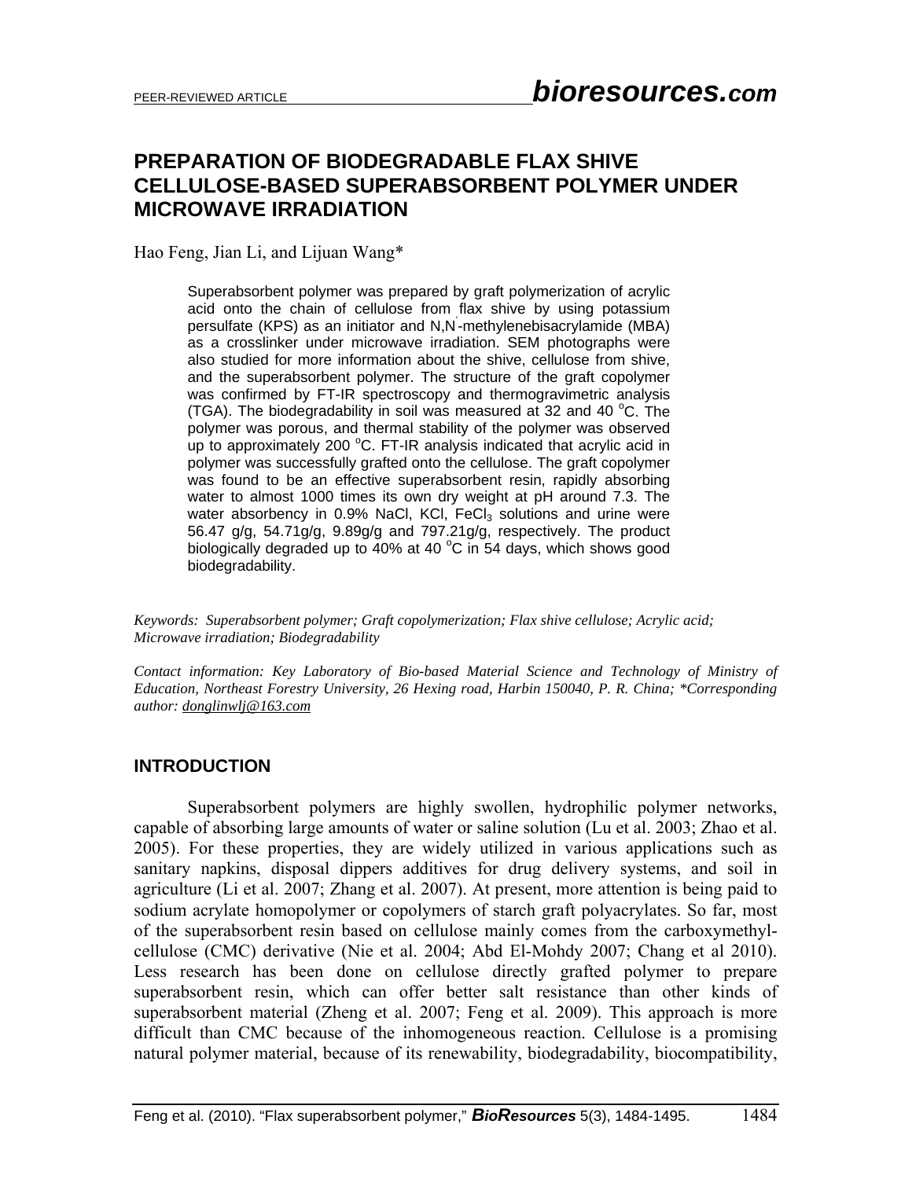# PREPARATION OF BIODEGRADABLE FLAX SHIVE CELLULOSE-BASED SUPERABSORBENT POLYMER UNDER MICROWAVE IRRADIATION

Hao Feng, Jian Li, and Lijuan Wang*

Superabsorbent polymer was prepared by graft polymerization of acrylic acid onto the chain of cellulose from flax shive by using potassium persulfate (KPS) as an initiator and N,N'-methylenebisacrylamide (MBA) as a crosslinker under microwave irradiation. SEM photographs were also studied for more information about the shive, cellulose from shive, and the superabsorbent polymer. The structure of the graft copolymer was confirmed by FT-IR spectroscopy and thermogravimetric analysis (TGA). The biodegradability in soil was measured at 32 and 40 °C. The polymer was porous, and thermal stability of the polymer was observed up to approximately 200 °C. FT-IR analysis indicated that acrylic acid in polymer was successfully grafted onto the cellulose. The graft copolymer was found to be an effective superabsorbent resin, rapidly absorbing water to almost 1000 times its own dry weight at pH around 7.3. The water absorbency in 0.9% NaCl, KCl, $FeCl_3$ solutions and urine were 56.47 g/g, 54.71g/g, 9.89g/g and 797.21g/g, respectively. The product biologically degraded up to 40% at 40 °C in 54 days, which shows good biodegradability.

*Keywords: Superabsorbent polymer; Graft copolymerization; Flax shive cellulose; Acrylic acid; Microwave irradiation; Biodegradability*

*Contact information: Key Laboratory of Bio-based Material Science and Technology of Ministry of Education, Northeast Forestry University, 26 Hexing road, Harbin 150040, P. R. China; *Corresponding author: donglinwlj@163.com*

## INTRODUCTION

Superabsorbent polymers are highly swollen, hydrophilic polymer networks, capable of absorbing large amounts of water or saline solution (Lu et al. 2003; Zhao et al. 2005). For these properties, they are widely utilized in various applications such as sanitary napkins, disposal dippers additives for drug delivery systems, and soil in agriculture (Li et al. 2007; Zhang et al. 2007). At present, more attention is being paid to sodium acrylate homopolymer or copolymers of starch graft polyacrylates. So far, most of the superabsorbent resin based on cellulose mainly comes from the carboxymethyl-cellulose (CMC) derivative (Nie et al. 2004; Abd El-Mohdy 2007; Chang et al 2010). Less research has been done on cellulose directly grafted polymer to prepare superabsorbent resin, which can offer better salt resistance than other kinds of superabsorbent material (Zheng et al. 2007; Feng et al. 2009). This approach is more difficult than CMC because of the inhomogeneous reaction. Cellulose is a promising natural polymer material, because of its renewability, biodegradability, biocompatibility,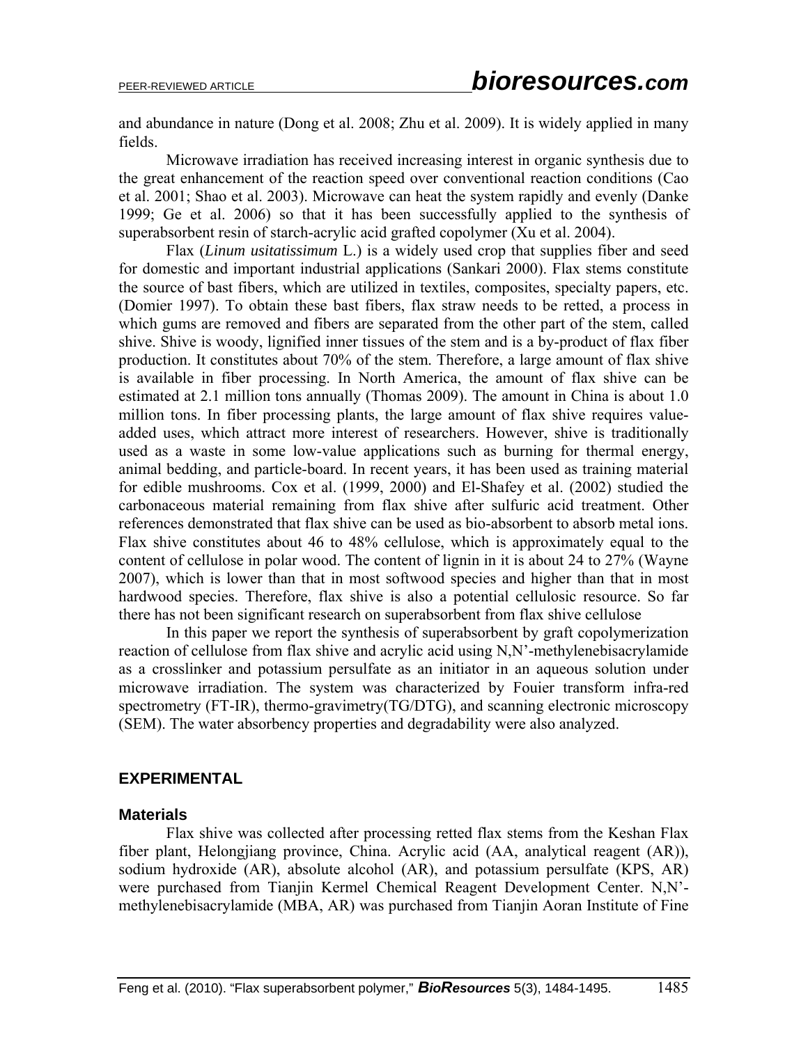and abundance in nature (Dong et al. 2008; Zhu et al. 2009). It is widely applied in many fields.

Microwave irradiation has received increasing interest in organic synthesis due to the great enhancement of the reaction speed over conventional reaction conditions (Cao et al. 2001; Shao et al. 2003). Microwave can heat the system rapidly and evenly (Danke 1999; Ge et al. 2006) so that it has been successfully applied to the synthesis of superabsorbent resin of starch-acrylic acid grafted copolymer (Xu et al. 2004).

Flax (*Linum usitatissimum* L.) is a widely used crop that supplies fiber and seed for domestic and important industrial applications (Sankari 2000). Flax stems constitute the source of bast fibers, which are utilized in textiles, composites, specialty papers, etc. (Domier 1997). To obtain these bast fibers, flax straw needs to be retted, a process in which gums are removed and fibers are separated from the other part of the stem, called shive. Shive is woody, lignified inner tissues of the stem and is a by-product of flax fiber production. It constitutes about 70% of the stem. Therefore, a large amount of flax shive is available in fiber processing. In North America, the amount of flax shive can be estimated at 2.1 million tons annually (Thomas 2009). The amount in China is about 1.0 million tons. In fiber processing plants, the large amount of flax shive requires value-added uses, which attract more interest of researchers. However, shive is traditionally used as a waste in some low-value applications such as burning for thermal energy, animal bedding, and particle-board. In recent years, it has been used as training material for edible mushrooms. Cox et al. (1999, 2000) and El-Shafey et al. (2002) studied the carbonaceous material remaining from flax shive after sulfuric acid treatment. Other references demonstrated that flax shive can be used as bio-absorbent to absorb metal ions. Flax shive constitutes about 46 to 48% cellulose, which is approximately equal to the content of cellulose in polar wood. The content of lignin in it is about 24 to 27% (Wayne 2007), which is lower than that in most softwood species and higher than that in most hardwood species. Therefore, flax shive is also a potential cellulosic resource. So far there has not been significant research on superabsorbent from flax shive cellulose

In this paper we report the synthesis of superabsorbent by graft copolymerization reaction of cellulose from flax shive and acrylic acid using N,N'-methylenebisacrylamide as a crosslinker and potassium persulfate as an initiator in an aqueous solution under microwave irradiation. The system was characterized by Fouier transform infra-red spectrometry (FT-IR), thermo-gravimetry(TG/DTG), and scanning electronic microscopy (SEM). The water absorbency properties and degradability were also analyzed.

## EXPERIMENTAL

### Materials

Flax shive was collected after processing retted flax stems from the Keshan Flax fiber plant, Helongjiang province, China. Acrylic acid (AA, analytical reagent (AR)), sodium hydroxide (AR), absolute alcohol (AR), and potassium persulfate (KPS, AR) were purchased from Tianjin Kermel Chemical Reagent Development Center. N,N'-methylenebisacrylamide (MBA, AR) was purchased from Tianjin Aoran Institute of Fine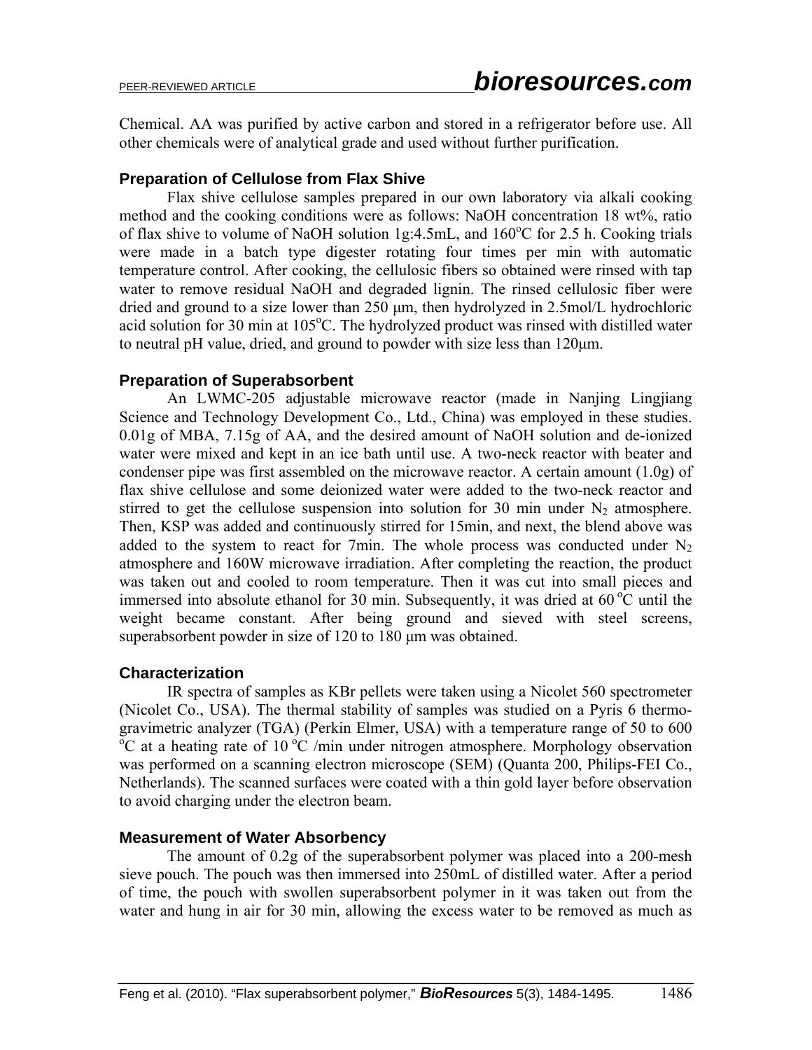Chemical. AA was purified by active carbon and stored in a refrigerator before use. All other chemicals were of analytical grade and used without further purification.

### Preparation of Cellulose from Flax Shive

Flax shive cellulose samples prepared in our own laboratory via alkali cooking method and the cooking conditions were as follows: NaOH concentration 18 wt%, ratio of flax shive to volume of NaOH solution 1g:4.5mL, and 160$^{o}$C for 2.5 h. Cooking trials were made in a batch type digester rotating four times per min with automatic temperature control. After cooking, the cellulosic fibers so obtained were rinsed with tap water to remove residual NaOH and degraded lignin. The rinsed cellulosic fiber were dried and ground to a size lower than 250 μm, then hydrolyzed in 2.5mol/L hydrochloric acid solution for 30 min at 105$^{o}$C. The hydrolyzed product was rinsed with distilled water to neutral pH value, dried, and ground to powder with size less than 120μm.

### Preparation of Superabsorbent

An LWMC-205 adjustable microwave reactor (made in Nanjing Lingjiang Science and Technology Development Co., Ltd., China) was employed in these studies. 0.01g of MBA, 7.15g of AA, and the desired amount of NaOH solution and de-ionized water were mixed and kept in an ice bath until use. A two-neck reactor with beater and condenser pipe was first assembled on the microwave reactor. A certain amount (1.0g) of flax shive cellulose and some deionized water were added to the two-neck reactor and stirred to get the cellulose suspension into solution for 30 min under $N_2$ atmosphere. Then, KSP was added and continuously stirred for 15min, and next, the blend above was added to the system to react for 7min. The whole process was conducted under $N_2$ atmosphere and 160W microwave irradiation. After completing the reaction, the product was taken out and cooled to room temperature. Then it was cut into small pieces and immersed into absolute ethanol for 30 min. Subsequently, it was dried at 60 $^{o}$C until the weight became constant. After being ground and sieved with steel screens, superabsorbent powder in size of 120 to 180 μm was obtained.

### Characterization

IR spectra of samples as KBr pellets were taken using a Nicolet 560 spectrometer (Nicolet Co., USA). The thermal stability of samples was studied on a Pyris 6 thermo-gravimetric analyzer (TGA) (Perkin Elmer, USA) with a temperature range of 50 to 600 $^{o}$C at a heating rate of 10 $^{o}$C /min under nitrogen atmosphere. Morphology observation was performed on a scanning electron microscope (SEM) (Quanta 200, Philips-FEI Co., Netherlands). The scanned surfaces were coated with a thin gold layer before observation to avoid charging under the electron beam.

### Measurement of Water Absorbency

The amount of 0.2g of the superabsorbent polymer was placed into a 200-mesh sieve pouch. The pouch was then immersed into 250mL of distilled water. After a period of time, the pouch with swollen superabsorbent polymer in it was taken out from the water and hung in air for 30 min, allowing the excess water to be removed as much as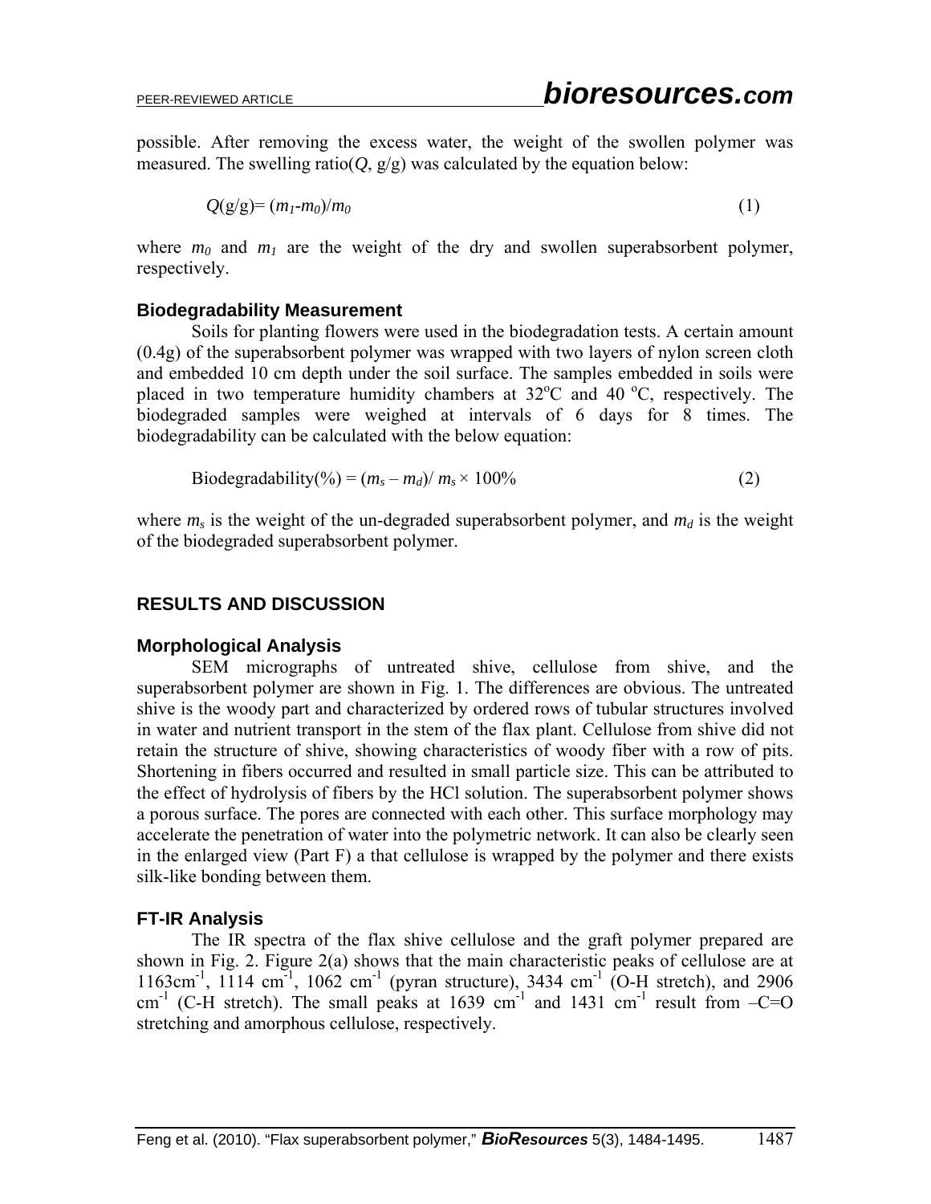possible. After removing the excess water, the weight of the swollen polymer was measured. The swelling ratio($Q$, g/g) was calculated by the equation below:

$$Q(\text{g/g}) = (m_1 - m_0)/m_0 \tag{1}$$

where $m_0$ and $m_1$ are the weight of the dry and swollen superabsorbent polymer, respectively.

### Biodegradability Measurement

Soils for planting flowers were used in the biodegradation tests. A certain amount (0.4g) of the superabsorbent polymer was wrapped with two layers of nylon screen cloth and embedded 10 cm depth under the soil surface. The samples embedded in soils were placed in two temperature humidity chambers at 32°C and 40 °C, respectively. The biodegraded samples were weighed at intervals of 6 days for 8 times. The biodegradability can be calculated with the below equation:

$$\text{Biodegradability}(\%) = (m_s - m_d)/\, m_s \times 100\% \tag{2}$$

where $m_s$ is the weight of the un-degraded superabsorbent polymer, and $m_d$ is the weight of the biodegraded superabsorbent polymer.

## RESULTS AND DISCUSSION

### Morphological Analysis

SEM micrographs of untreated shive, cellulose from shive, and the superabsorbent polymer are shown in Fig. 1. The differences are obvious. The untreated shive is the woody part and characterized by ordered rows of tubular structures involved in water and nutrient transport in the stem of the flax plant. Cellulose from shive did not retain the structure of shive, showing characteristics of woody fiber with a row of pits. Shortening in fibers occurred and resulted in small particle size. This can be attributed to the effect of hydrolysis of fibers by the HCl solution. The superabsorbent polymer shows a porous surface. The pores are connected with each other. This surface morphology may accelerate the penetration of water into the polymetric network. It can also be clearly seen in the enlarged view (Part F) a that cellulose is wrapped by the polymer and there exists silk-like bonding between them.

### FT-IR Analysis

The IR spectra of the flax shive cellulose and the graft polymer prepared are shown in Fig. 2. Figure 2(a) shows that the main characteristic peaks of cellulose are at 1163cm$^{-1}$, 1114 cm$^{-1}$, 1062 cm$^{-1}$ (pyran structure), 3434 cm$^{-1}$ (O-H stretch), and 2906 cm$^{-1}$ (C-H stretch). The small peaks at 1639 cm$^{-1}$ and 1431 cm$^{-1}$ result from –C=O stretching and amorphous cellulose, respectively.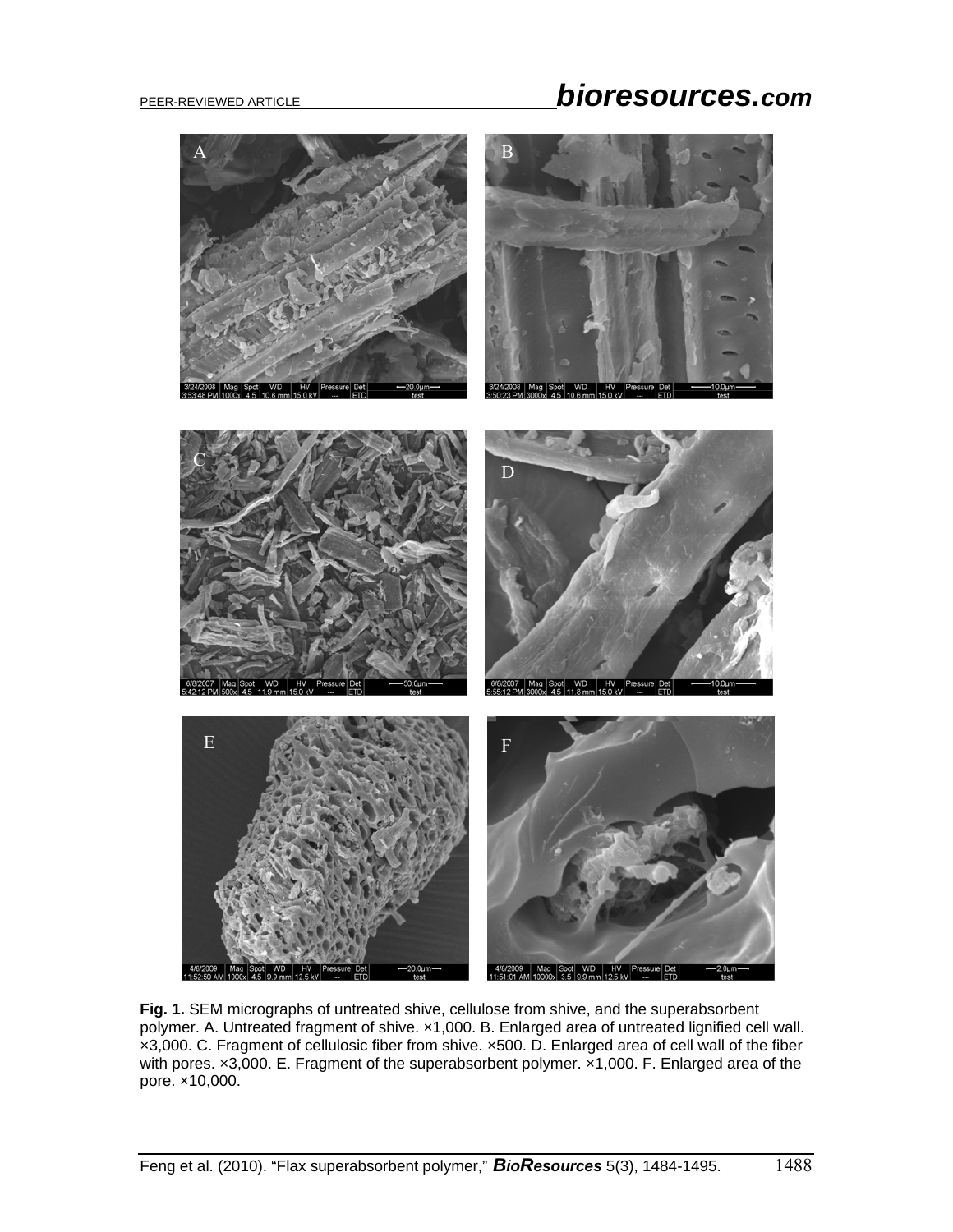**Fig. 1.** SEM micrographs of untreated shive, cellulose from shive, and the superabsorbent polymer. A. Untreated fragment of shive. ×1,000. B. Enlarged area of untreated lignified cell wall. ×3,000. C. Fragment of cellulosic fiber from shive. ×500. D. Enlarged area of cell wall of the fiber with pores. ×3,000. E. Fragment of the superabsorbent polymer. ×1,000. F. Enlarged area of the pore. ×10,000.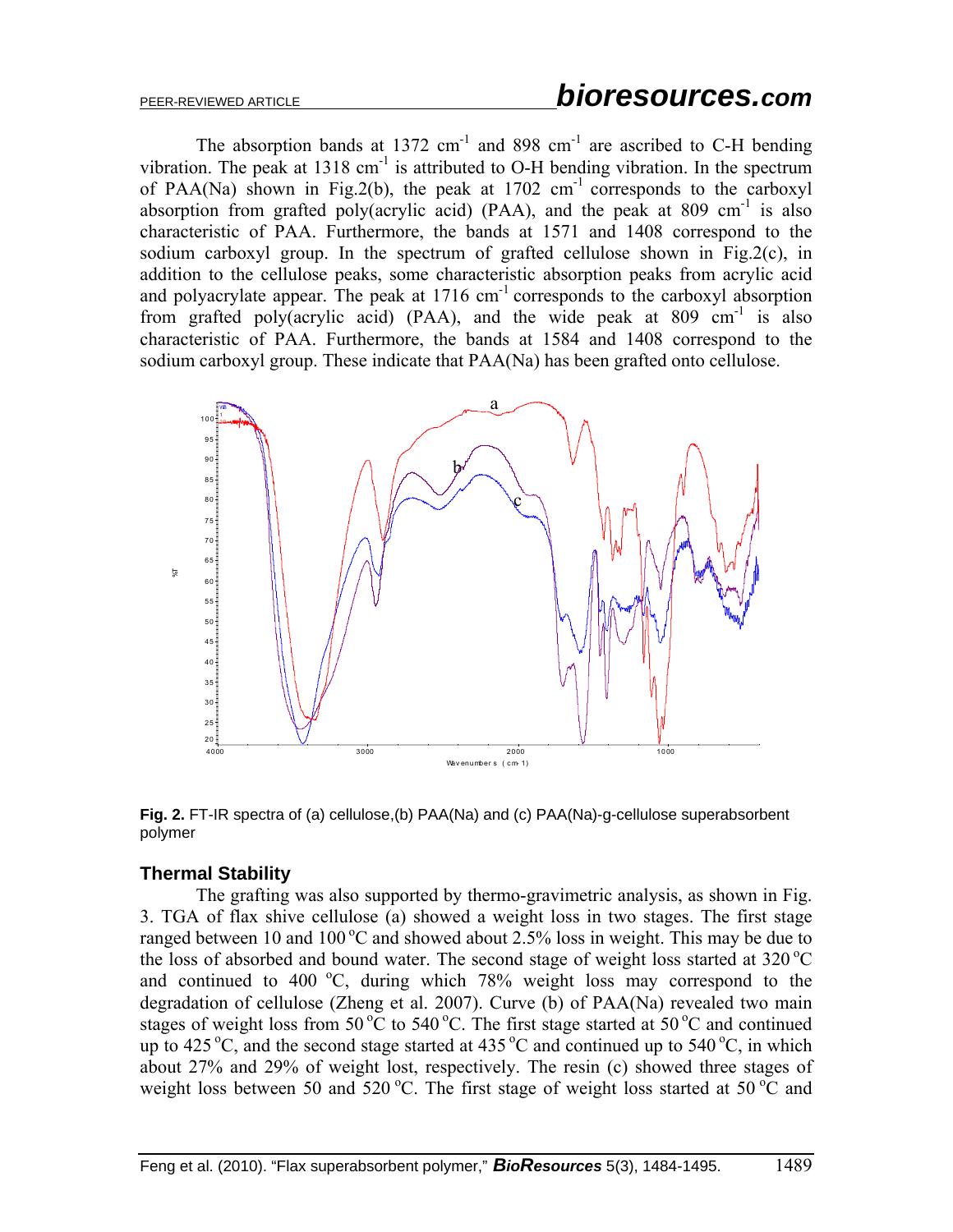The absorption bands at 1372 $cm^{-1}$ and 898 $cm^{-1}$ are ascribed to C-H bending vibration. The peak at 1318 $cm^{-1}$ is attributed to O-H bending vibration. In the spectrum of PAA(Na) shown in Fig.2(b), the peak at 1702 $cm^{-1}$ corresponds to the carboxyl absorption from grafted poly(acrylic acid) (PAA), and the peak at 809 $cm^{-1}$ is also characteristic of PAA. Furthermore, the bands at 1571 and 1408 correspond to the sodium carboxyl group. In the spectrum of grafted cellulose shown in Fig.2(c), in addition to the cellulose peaks, some characteristic absorption peaks from acrylic acid and polyacrylate appear. The peak at 1716 $cm^{-1}$ corresponds to the carboxyl absorption from grafted poly(acrylic acid) (PAA), and the wide peak at 809 $cm^{-1}$ is also characteristic of PAA. Furthermore, the bands at 1584 and 1408 correspond to the sodium carboxyl group. These indicate that PAA(Na) has been grafted onto cellulose.

**Fig. 2.** FT-IR spectra of (a) cellulose,(b) PAA(Na) and (c) PAA(Na)-g-cellulose superabsorbent polymer

### Thermal Stability

The grafting was also supported by thermo-gravimetric analysis, as shown in Fig. 3. TGA of flax shive cellulose (a) showed a weight loss in two stages. The first stage ranged between 10 and 100 °C and showed about 2.5% loss in weight. This may be due to the loss of absorbed and bound water. The second stage of weight loss started at 320 °C and continued to 400 °C, during which 78% weight loss may correspond to the degradation of cellulose (Zheng et al. 2007). Curve (b) of PAA(Na) revealed two main stages of weight loss from 50 °C to 540 °C. The first stage started at 50 °C and continued up to 425 °C, and the second stage started at 435 °C and continued up to 540 °C, in which about 27% and 29% of weight lost, respectively. The resin (c) showed three stages of weight loss between 50 and 520 °C. The first stage of weight loss started at 50 °C and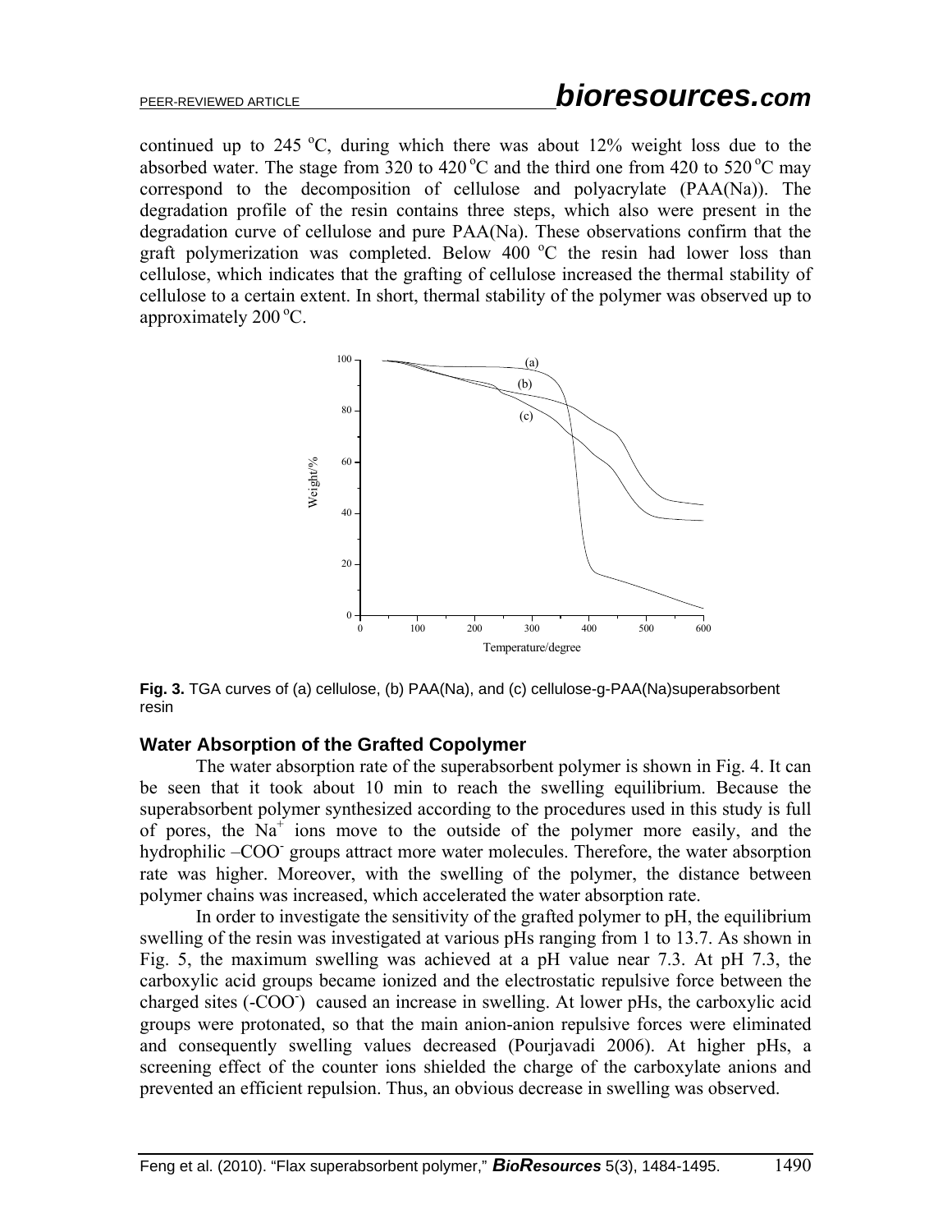continued up to 245 $^{o}$C, during which there was about 12% weight loss due to the absorbed water. The stage from 320 to 420 $^{o}$C and the third one from 420 to 520 $^{o}$C may correspond to the decomposition of cellulose and polyacrylate (PAA(Na)). The degradation profile of the resin contains three steps, which also were present in the degradation curve of cellulose and pure PAA(Na). These observations confirm that the graft polymerization was completed. Below 400 $^{o}$C the resin had lower loss than cellulose, which indicates that the grafting of cellulose increased the thermal stability of cellulose to a certain extent. In short, thermal stability of the polymer was observed up to approximately 200 $^{o}$C.

**Fig. 3.** TGA curves of (a) cellulose, (b) PAA(Na), and (c) cellulose-g-PAA(Na)superabsorbent resin

### Water Absorption of the Grafted Copolymer

The water absorption rate of the superabsorbent polymer is shown in Fig. 4. It can be seen that it took about 10 min to reach the swelling equilibrium. Because the superabsorbent polymer synthesized according to the procedures used in this study is full of pores, the $Na^{+}$ ions move to the outside of the polymer more easily, and the hydrophilic $–COO^{-}$ groups attract more water molecules. Therefore, the water absorption rate was higher. Moreover, with the swelling of the polymer, the distance between polymer chains was increased, which accelerated the water absorption rate.

In order to investigate the sensitivity of the grafted polymer to pH, the equilibrium swelling of the resin was investigated at various pHs ranging from 1 to 13.7. As shown in Fig. 5, the maximum swelling was achieved at a pH value near 7.3. At pH 7.3, the carboxylic acid groups became ionized and the electrostatic repulsive force between the charged sites ($-COO^{-}$) caused an increase in swelling. At lower pHs, the carboxylic acid groups were protonated, so that the main anion-anion repulsive forces were eliminated and consequently swelling values decreased (Pourjavadi 2006). At higher pHs, a screening effect of the counter ions shielded the charge of the carboxylate anions and prevented an efficient repulsion. Thus, an obvious decrease in swelling was observed.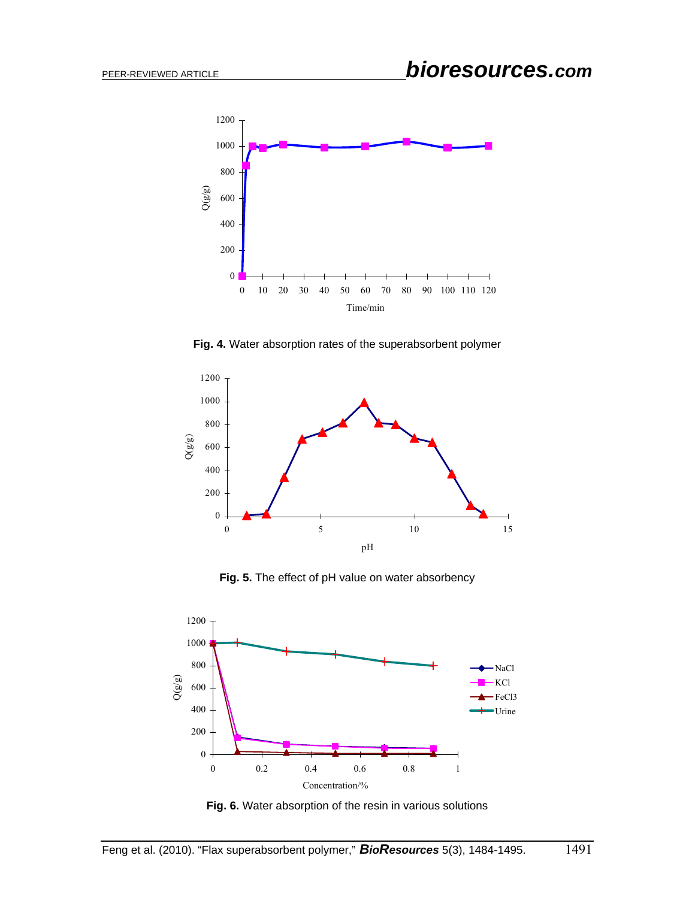**Fig. 4.** Water absorption rates of the superabsorbent polymer

**Fig. 5.** The effect of pH value on water absorbency

**Fig. 6.** Water absorption of the resin in various solutions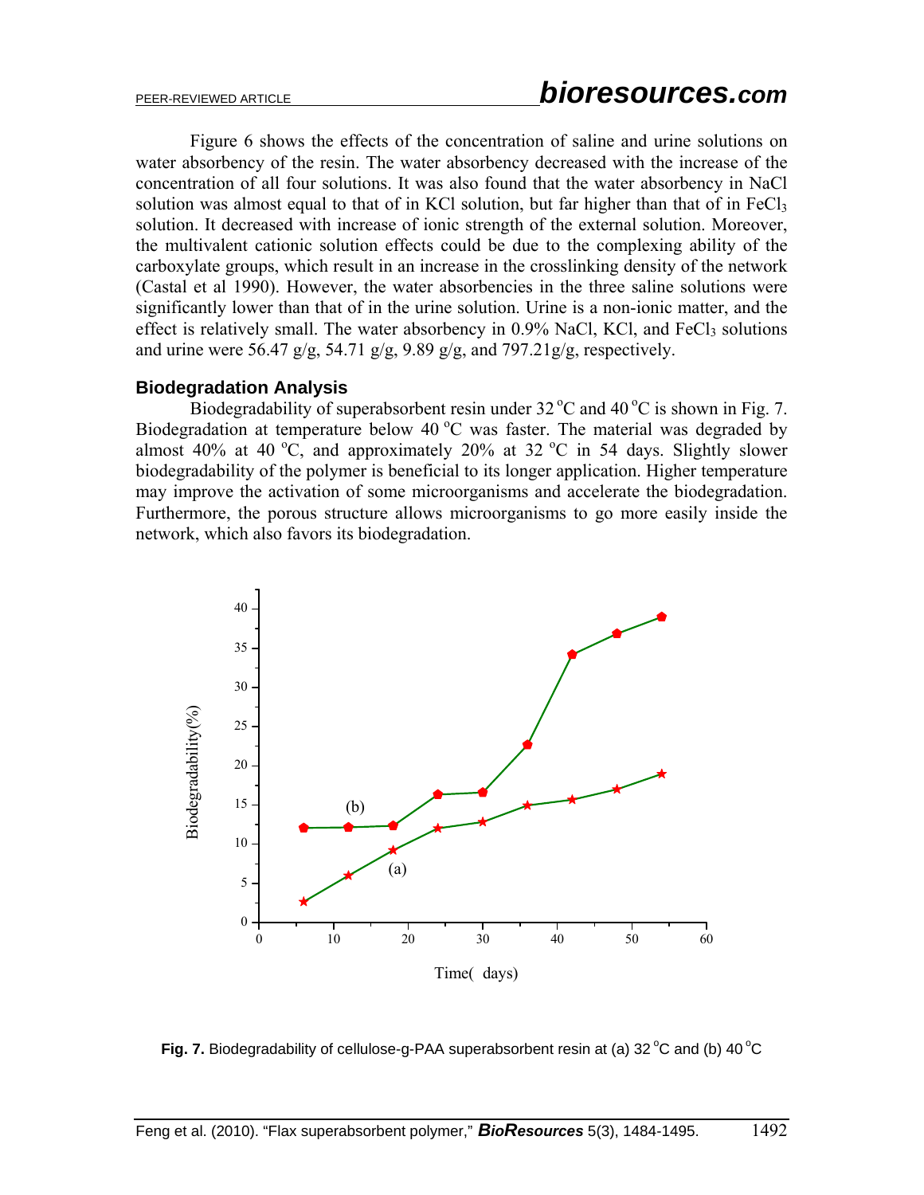Figure 6 shows the effects of the concentration of saline and urine solutions on water absorbency of the resin. The water absorbency decreased with the increase of the concentration of all four solutions. It was also found that the water absorbency in NaCl solution was almost equal to that of in KCl solution, but far higher than that of in $FeCl_3$ solution. It decreased with increase of ionic strength of the external solution. Moreover, the multivalent cationic solution effects could be due to the complexing ability of the carboxylate groups, which result in an increase in the crosslinking density of the network (Castal et al 1990). However, the water absorbencies in the three saline solutions were significantly lower than that of in the urine solution. Urine is a non-ionic matter, and the effect is relatively small. The water absorbency in 0.9% NaCl, KCl, and $FeCl_3$ solutions and urine were 56.47 g/g, 54.71 g/g, 9.89 g/g, and 797.21g/g, respectively.

### Biodegradation Analysis

Biodegradability of superabsorbent resin under 32 °C and 40 °C is shown in Fig. 7. Biodegradation at temperature below 40 °C was faster. The material was degraded by almost 40% at 40 °C, and approximately 20% at 32 °C in 54 days. Slightly slower biodegradability of the polymer is beneficial to its longer application. Higher temperature may improve the activation of some microorganisms and accelerate the biodegradation. Furthermore, the porous structure allows microorganisms to go more easily inside the network, which also favors its biodegradation.

**Fig. 7.** Biodegradability of cellulose-g-PAA superabsorbent resin at (a) 32 °C and (b) 40 °C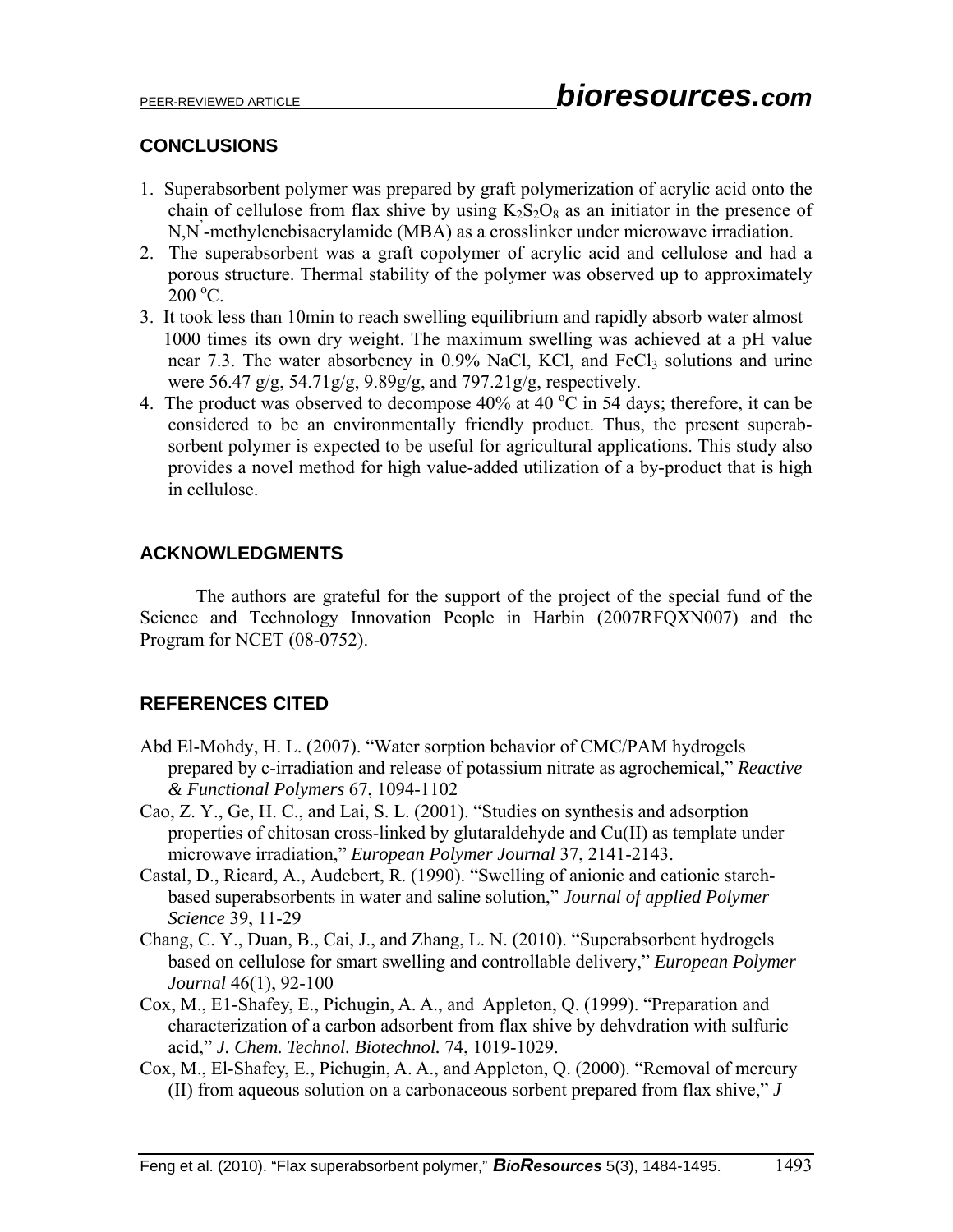## CONCLUSIONS

1. Superabsorbent polymer was prepared by graft polymerization of acrylic acid onto the chain of cellulose from flax shive by using $K_2S_2O_8$ as an initiator in the presence of N,N'-methylenebisacrylamide (MBA) as a crosslinker under microwave irradiation.
2. The superabsorbent was a graft copolymer of acrylic acid and cellulose and had a porous structure. Thermal stability of the polymer was observed up to approximately 200 °C.
3. It took less than 10min to reach swelling equilibrium and rapidly absorb water almost 1000 times its own dry weight. The maximum swelling was achieved at a pH value near 7.3. The water absorbency in 0.9% NaCl, KCl, and $FeCl_3$ solutions and urine were 56.47 g/g, 54.71g/g, 9.89g/g, and 797.21g/g, respectively.
4. The product was observed to decompose 40% at 40 °C in 54 days; therefore, it can be considered to be an environmentally friendly product. Thus, the present superabsorbent polymer is expected to be useful for agricultural applications. This study also provides a novel method for high value-added utilization of a by-product that is high in cellulose.

## ACKNOWLEDGMENTS

The authors are grateful for the support of the project of the special fund of the Science and Technology Innovation People in Harbin (2007RFQXN007) and the Program for NCET (08-0752).

## REFERENCES CITED

Abd El-Mohdy, H. L. (2007). "Water sorption behavior of CMC/PAM hydrogels prepared by c-irradiation and release of potassium nitrate as agrochemical," *Reactive & Functional Polymers* 67, 1094-1102

Cao, Z. Y., Ge, H. C., and Lai, S. L. (2001). "Studies on synthesis and adsorption properties of chitosan cross-linked by glutaraldehyde and Cu(II) as template under microwave irradiation," *European Polymer Journal* 37, 2141-2143.

Castal, D., Ricard, A., Audebert, R. (1990). "Swelling of anionic and cationic starch-based superabsorbents in water and saline solution," *Journal of applied Polymer Science* 39, 11-29

Chang, C. Y., Duan, B., Cai, J., and Zhang, L. N. (2010). "Superabsorbent hydrogels based on cellulose for smart swelling and controllable delivery," *European Polymer Journal* 46(1), 92-100

Cox, M., E1-Shafey, E., Pichugin, A. A., and Appleton, Q. (1999). "Preparation and characterization of a carbon adsorbent from flax shive by dehvdration with sulfuric acid," *J. Chem. Technol. Biotechnol.* 74, 1019-1029.

Cox, M., El-Shafey, E., Pichugin, A. A., and Appleton, Q. (2000). "Removal of mercury (II) from aqueous solution on a carbonaceous sorbent prepared from flax shive," *J*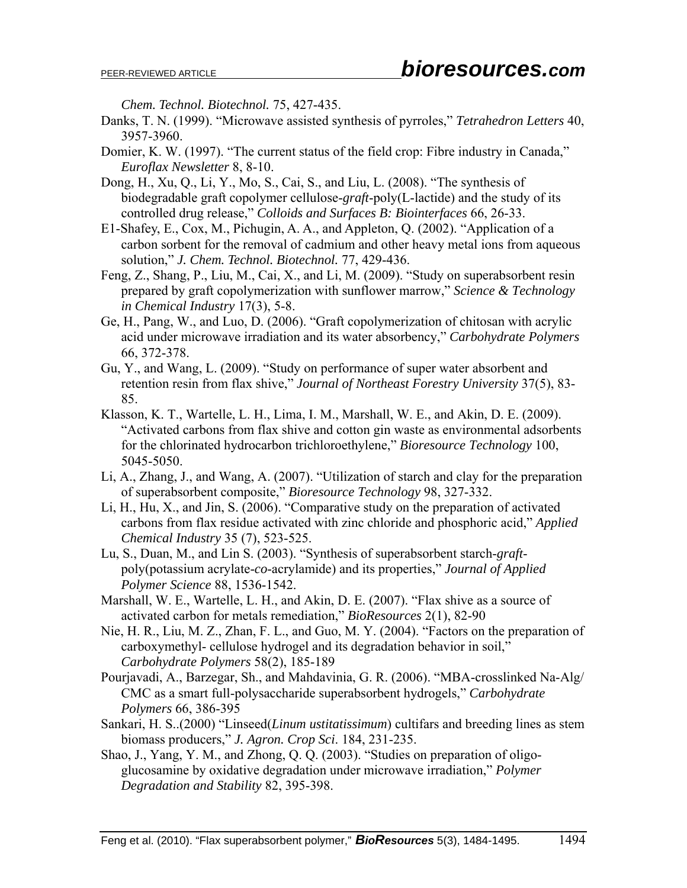*Chem. Technol. Biotechnol.* 75, 427-435.

Danks, T. N. (1999). "Microwave assisted synthesis of pyrroles," *Tetrahedron Letters* 40, 3957-3960.

Domier, K. W. (1997). "The current status of the field crop: Fibre industry in Canada," *Euroflax Newsletter* 8, 8-10.

Dong, H., Xu, Q., Li, Y., Mo, S., Cai, S., and Liu, L. (2008). "The synthesis of biodegradable graft copolymer cellulose-*graft*-poly(L-lactide) and the study of its controlled drug release," *Colloids and Surfaces B: Biointerfaces* 66, 26-33.

E1-Shafey, E., Cox, M., Pichugin, A. A., and Appleton, Q. (2002). "Application of a carbon sorbent for the removal of cadmium and other heavy metal ions from aqueous solution," *J. Chem. Technol. Biotechnol.* 77, 429-436.

Feng, Z., Shang, P., Liu, M., Cai, X., and Li, M. (2009). "Study on superabsorbent resin prepared by graft copolymerization with sunflower marrow," *Science & Technology in Chemical Industry* 17(3), 5-8.

Ge, H., Pang, W., and Luo, D. (2006). "Graft copolymerization of chitosan with acrylic acid under microwave irradiation and its water absorbency," *Carbohydrate Polymers* 66, 372-378.

Gu, Y., and Wang, L. (2009). "Study on performance of super water absorbent and retention resin from flax shive," *Journal of Northeast Forestry University* 37(5), 83-85.

Klasson, K. T., Wartelle, L. H., Lima, I. M., Marshall, W. E., and Akin, D. E. (2009). "Activated carbons from flax shive and cotton gin waste as environmental adsorbents for the chlorinated hydrocarbon trichloroethylene," *Bioresource Technology* 100, 5045-5050.

Li, A., Zhang, J., and Wang, A. (2007). "Utilization of starch and clay for the preparation of superabsorbent composite," *Bioresource Technology* 98, 327-332.

Li, H., Hu, X., and Jin, S. (2006). "Comparative study on the preparation of activated carbons from flax residue activated with zinc chloride and phosphoric acid," *Applied Chemical Industry* 35 (7), 523-525.

Lu, S., Duan, M., and Lin S. (2003). "Synthesis of superabsorbent starch-*graft*-poly(potassium acrylate-*co*-acrylamide) and its properties," *Journal of Applied Polymer Science* 88, 1536-1542.

Marshall, W. E., Wartelle, L. H., and Akin, D. E. (2007). "Flax shive as a source of activated carbon for metals remediation," *BioResources* 2(1), 82-90

Nie, H. R., Liu, M. Z., Zhan, F. L., and Guo, M. Y. (2004). "Factors on the preparation of carboxymethyl- cellulose hydrogel and its degradation behavior in soil," *Carbohydrate Polymers* 58(2), 185-189

Pourjavadi, A., Barzegar, Sh., and Mahdavinia, G. R. (2006). "MBA-crosslinked Na-Alg/ CMC as a smart full-polysaccharide superabsorbent hydrogels," *Carbohydrate Polymers* 66, 386-395

Sankari, H. S..(2000) "Linseed(*Linum ustitatissimum*) cultifars and breeding lines as stem biomass producers," *J. Agron. Crop Sci*. 184, 231-235.

Shao, J., Yang, Y. M., and Zhong, Q. Q. (2003). "Studies on preparation of oligo-glucosamine by oxidative degradation under microwave irradiation," *Polymer Degradation and Stability* 82, 395-398.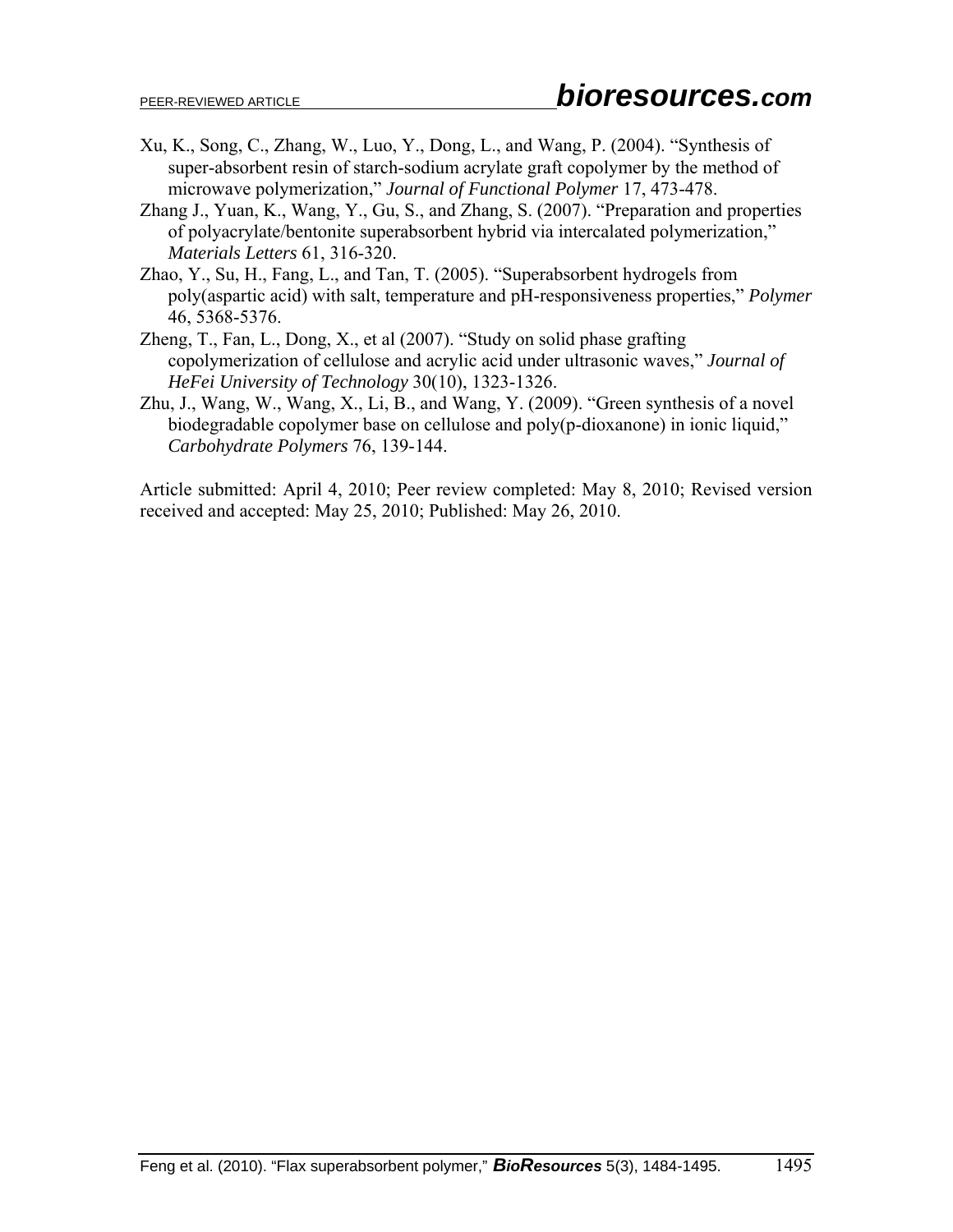Xu, K., Song, C., Zhang, W., Luo, Y., Dong, L., and Wang, P. (2004). "Synthesis of super-absorbent resin of starch-sodium acrylate graft copolymer by the method of microwave polymerization," *Journal of Functional Polymer* 17, 473-478.

Zhang J., Yuan, K., Wang, Y., Gu, S., and Zhang, S. (2007). "Preparation and properties of polyacrylate/bentonite superabsorbent hybrid via intercalated polymerization," *Materials Letters* 61, 316-320.

Zhao, Y., Su, H., Fang, L., and Tan, T. (2005). "Superabsorbent hydrogels from poly(aspartic acid) with salt, temperature and pH-responsiveness properties," *Polymer* 46, 5368-5376.

Zheng, T., Fan, L., Dong, X., et al (2007). "Study on solid phase grafting copolymerization of cellulose and acrylic acid under ultrasonic waves," *Journal of HeFei University of Technology* 30(10), 1323-1326.

Zhu, J., Wang, W., Wang, X., Li, B., and Wang, Y. (2009). "Green synthesis of a novel biodegradable copolymer base on cellulose and poly(p-dioxanone) in ionic liquid," *Carbohydrate Polymers* 76, 139-144.

Article submitted: April 4, 2010; Peer review completed: May 8, 2010; Revised version received and accepted: May 25, 2010; Published: May 26, 2010.